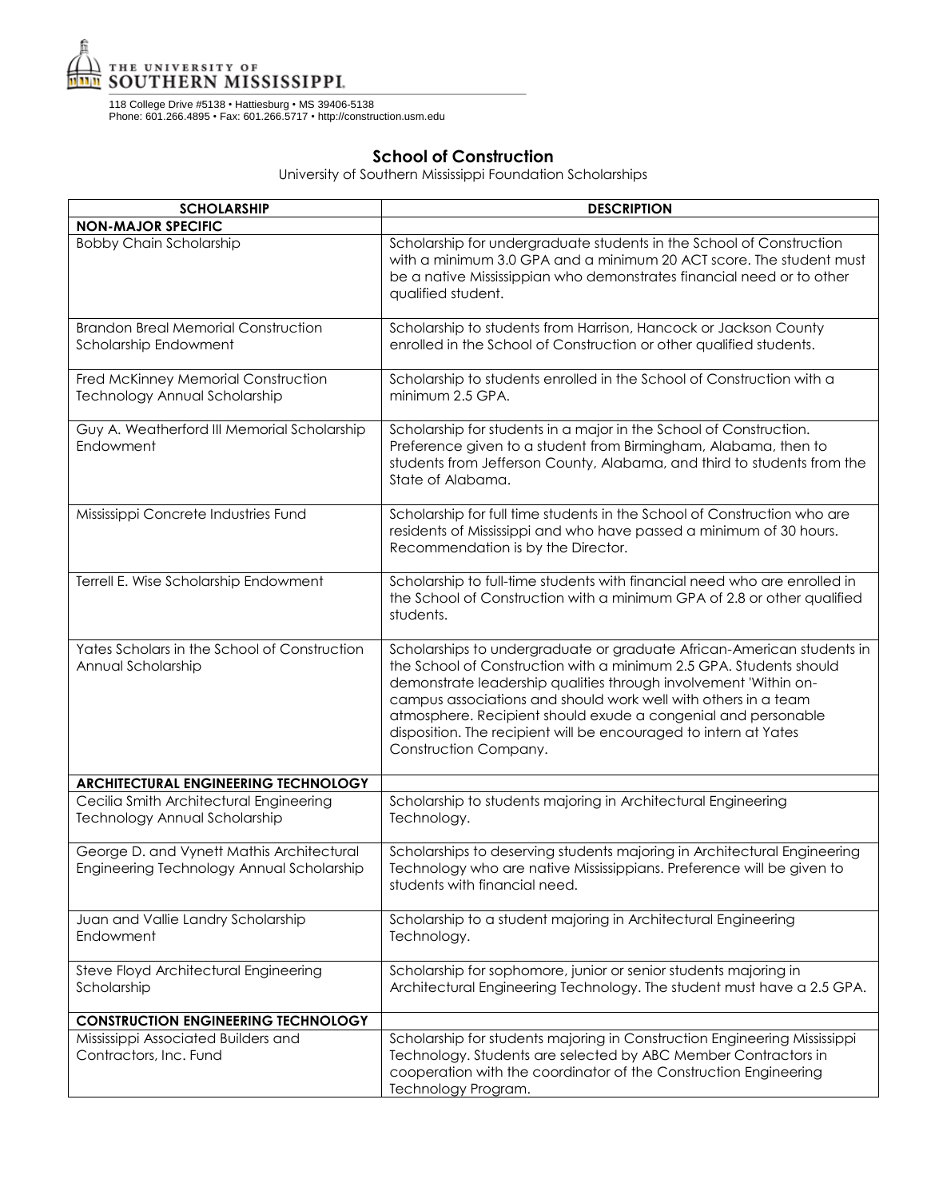THE UNIVERSITY OF SOUTHERN MISSISSIPPI.

118 College Drive #5138 • Hattiesburg • MS 39406-5138
Phone: 601.266.4895 • Fax: 601.266.5717 • http://construction.usm.edu

## School of Construction

University of Southern Mississippi Foundation Scholarships

| SCHOLARSHIP | DESCRIPTION |
|---|---|
| **NON-MAJOR SPECIFIC** | |
| Bobby Chain Scholarship | Scholarship for undergraduate students in the School of Construction with a minimum 3.0 GPA and a minimum 20 ACT score. The student must be a native Mississippian who demonstrates financial need or to other qualified student. |
| Brandon Breal Memorial Construction Scholarship Endowment | Scholarship to students from Harrison, Hancock or Jackson County enrolled in the School of Construction or other qualified students. |
| Fred McKinney Memorial Construction Technology Annual Scholarship | Scholarship to students enrolled in the School of Construction with a minimum 2.5 GPA. |
| Guy A. Weatherford III Memorial Scholarship Endowment | Scholarship for students in a major in the School of Construction. Preference given to a student from Birmingham, Alabama, then to students from Jefferson County, Alabama, and third to students from the State of Alabama. |
| Mississippi Concrete Industries Fund | Scholarship for full time students in the School of Construction who are residents of Mississippi and who have passed a minimum of 30 hours. Recommendation is by the Director. |
| Terrell E. Wise Scholarship Endowment | Scholarship to full-time students with financial need who are enrolled in the School of Construction with a minimum GPA of 2.8 or other qualified students. |
| Yates Scholars in the School of Construction Annual Scholarship | Scholarships to undergraduate or graduate African-American students in the School of Construction with a minimum 2.5 GPA. Students should demonstrate leadership qualities through involvement 'Within on-campus associations and should work well with others in a team atmosphere. Recipient should exude a congenial and personable disposition. The recipient will be encouraged to intern at Yates Construction Company. |
| **ARCHITECTURAL ENGINEERING TECHNOLOGY** | |
| Cecilia Smith Architectural Engineering Technology Annual Scholarship | Scholarship to students majoring in Architectural Engineering Technology. |
| George D. and Vynett Mathis Architectural Engineering Technology Annual Scholarship | Scholarships to deserving students majoring in Architectural Engineering Technology who are native Mississippians. Preference will be given to students with financial need. |
| Juan and Vallie Landry Scholarship Endowment | Scholarship to a student majoring in Architectural Engineering Technology. |
| Steve Floyd Architectural Engineering Scholarship | Scholarship for sophomore, junior or senior students majoring in Architectural Engineering Technology. The student must have a 2.5 GPA. |
| **CONSTRUCTION ENGINEERING TECHNOLOGY** | |
| Mississippi Associated Builders and Contractors, Inc. Fund | Scholarship for students majoring in Construction Engineering Mississippi Technology. Students are selected by ABC Member Contractors in cooperation with the coordinator of the Construction Engineering Technology Program. |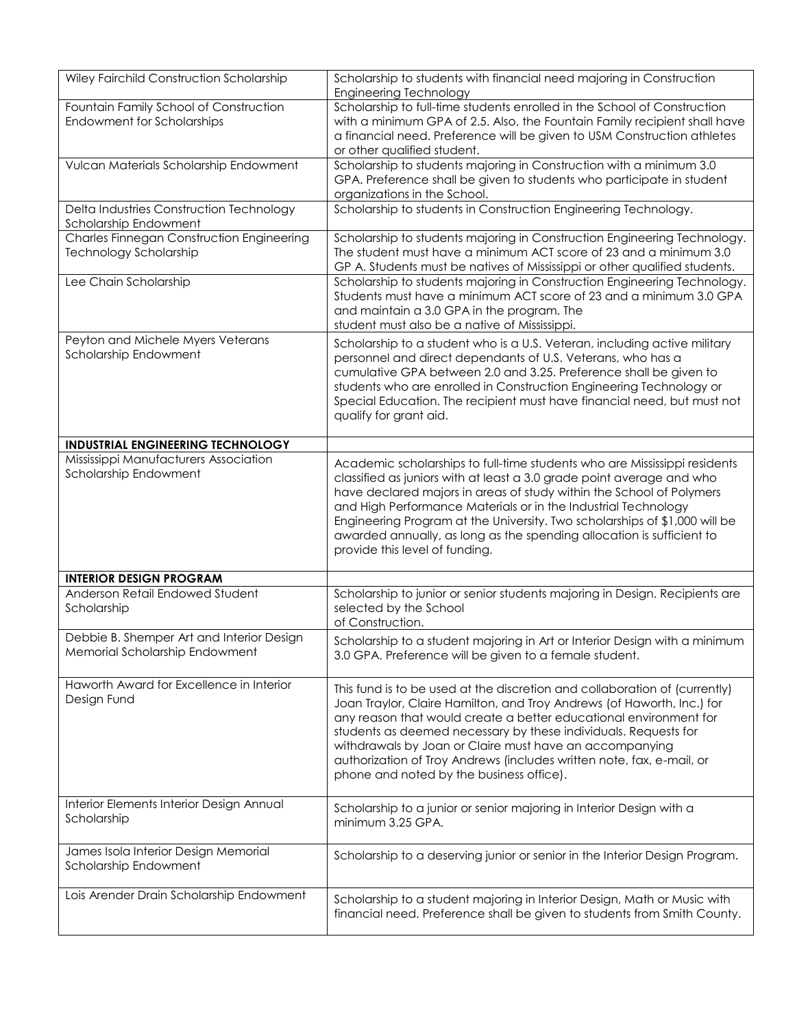| | |
|---|---|
| Wiley Fairchild Construction Scholarship | Scholarship to students with financial need majoring in Construction Engineering Technology |
| Fountain Family School of Construction Endowment for Scholarships | Scholarship to full-time students enrolled in the School of Construction with a minimum GPA of 2.5. Also, the Fountain Family recipient shall have a financial need. Preference will be given to USM Construction athletes or other qualified student. |
| Vulcan Materials Scholarship Endowment | Scholarship to students majoring in Construction with a minimum 3.0 GPA. Preference shall be given to students who participate in student organizations in the School. |
| Delta Industries Construction Technology Scholarship Endowment | Scholarship to students in Construction Engineering Technology. |
| Charles Finnegan Construction Engineering Technology Scholarship | Scholarship to students majoring in Construction Engineering Technology. The student must have a minimum ACT score of 23 and a minimum 3.0 GP A. Students must be natives of Mississippi or other qualified students. |
| Lee Chain Scholarship | Scholarship to students majoring in Construction Engineering Technology. Students must have a minimum ACT score of 23 and a minimum 3.0 GPA and maintain a 3.0 GPA in the program. The student must also be a native of Mississippi. |
| Peyton and Michele Myers Veterans Scholarship Endowment | Scholarship to a student who is a U.S. Veteran, including active military personnel and direct dependants of U.S. Veterans, who has a cumulative GPA between 2.0 and 3.25. Preference shall be given to students who are enrolled in Construction Engineering Technology or Special Education. The recipient must have financial need, but must not qualify for grant aid. |
| **INDUSTRIAL ENGINEERING TECHNOLOGY** | |
| Mississippi Manufacturers Association Scholarship Endowment | Academic scholarships to full-time students who are Mississippi residents classified as juniors with at least a 3.0 grade point average and who have declared majors in areas of study within the School of Polymers and High Performance Materials or in the Industrial Technology Engineering Program at the University. Two scholarships of $1,000 will be awarded annually, as long as the spending allocation is sufficient to provide this level of funding. |
| **INTERIOR DESIGN PROGRAM** | |
| Anderson Retail Endowed Student Scholarship | Scholarship to junior or senior students majoring in Design. Recipients are selected by the School of Construction. |
| Debbie B. Shemper Art and Interior Design Memorial Scholarship Endowment | Scholarship to a student majoring in Art or Interior Design with a minimum 3.0 GPA. Preference will be given to a female student. |
| Haworth Award for Excellence in Interior Design Fund | This fund is to be used at the discretion and collaboration of (currently) Joan Traylor, Claire Hamilton, and Troy Andrews (of Haworth, Inc.) for any reason that would create a better educational environment for students as deemed necessary by these individuals. Requests for withdrawals by Joan or Claire must have an accompanying authorization of Troy Andrews (includes written note, fax, e-mail, or phone and noted by the business office). |
| Interior Elements Interior Design Annual Scholarship | Scholarship to a junior or senior majoring in Interior Design with a minimum 3.25 GPA. |
| James Isola Interior Design Memorial Scholarship Endowment | Scholarship to a deserving junior or senior in the Interior Design Program. |
| Lois Arender Drain Scholarship Endowment | Scholarship to a student majoring in Interior Design, Math or Music with financial need. Preference shall be given to students from Smith County. |